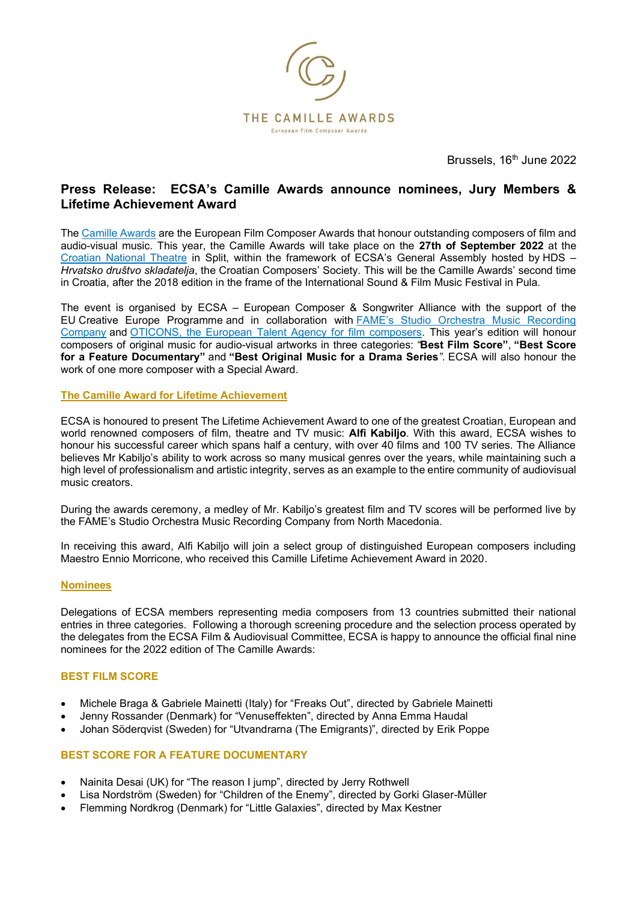THE CAMILLE AWARDS

European Film Composer Awards

Brussels, 16th June 2022

# Press Release: ECSA's Camille Awards announce nominees, Jury Members & Lifetime Achievement Award

The Camille Awards are the European Film Composer Awards that honour outstanding composers of film and audio-visual music. This year, the Camille Awards will take place on the **27th of September 2022** at the Croatian National Theatre in Split, within the framework of ECSA's General Assembly hosted by HDS – *Hrvatsko društvo skladatelja*, the Croatian Composers' Society. This will be the Camille Awards' second time in Croatia, after the 2018 edition in the frame of the International Sound & Film Music Festival in Pula.

The event is organised by ECSA – European Composer & Songwriter Alliance with the support of the EU Creative Europe Programme and in collaboration with FAME's Studio Orchestra Music Recording Company and OTICONS, the European Talent Agency for film composers. This year's edition will honour composers of original music for audio-visual artworks in three categories: *"***Best Film Score"**, **"Best Score for a Feature Documentary"** and **"Best Original Music for a Drama Series***"*. ECSA will also honour the work of one more composer with a Special Award.

## The Camille Award for Lifetime Achievement

ECSA is honoured to present The Lifetime Achievement Award to one of the greatest Croatian, European and world renowned composers of film, theatre and TV music: **Alfi Kabiljo**. With this award, ECSA wishes to honour his successful career which spans half a century, with over 40 films and 100 TV series. The Alliance believes Mr Kabiljo's ability to work across so many musical genres over the years, while maintaining such a high level of professionalism and artistic integrity, serves as an example to the entire community of audiovisual music creators.

During the awards ceremony, a medley of Mr. Kabiljo's greatest film and TV scores will be performed live by the FAME's Studio Orchestra Music Recording Company from North Macedonia.

In receiving this award, Alfi Kabiljo will join a select group of distinguished European composers including Maestro Ennio Morricone, who received this Camille Lifetime Achievement Award in 2020.

## Nominees

Delegations of ECSA members representing media composers from 13 countries submitted their national entries in three categories. Following a thorough screening procedure and the selection process operated by the delegates from the ECSA Film & Audiovisual Committee, ECSA is happy to announce the official final nine nominees for the 2022 edition of The Camille Awards:

### BEST FILM SCORE

- Michele Braga & Gabriele Mainetti (Italy) for "Freaks Out", directed by Gabriele Mainetti
- Jenny Rossander (Denmark) for "Venuseffekten", directed by Anna Emma Haudal
- Johan Söderqvist (Sweden) for "Utvandrarna (The Emigrants)", directed by Erik Poppe

### BEST SCORE FOR A FEATURE DOCUMENTARY

- Nainita Desai (UK) for "The reason I jump", directed by Jerry Rothwell
- Lisa Nordström (Sweden) for "Children of the Enemy", directed by Gorki Glaser-Müller
- Flemming Nordkrog (Denmark) for "Little Galaxies", directed by Max Kestner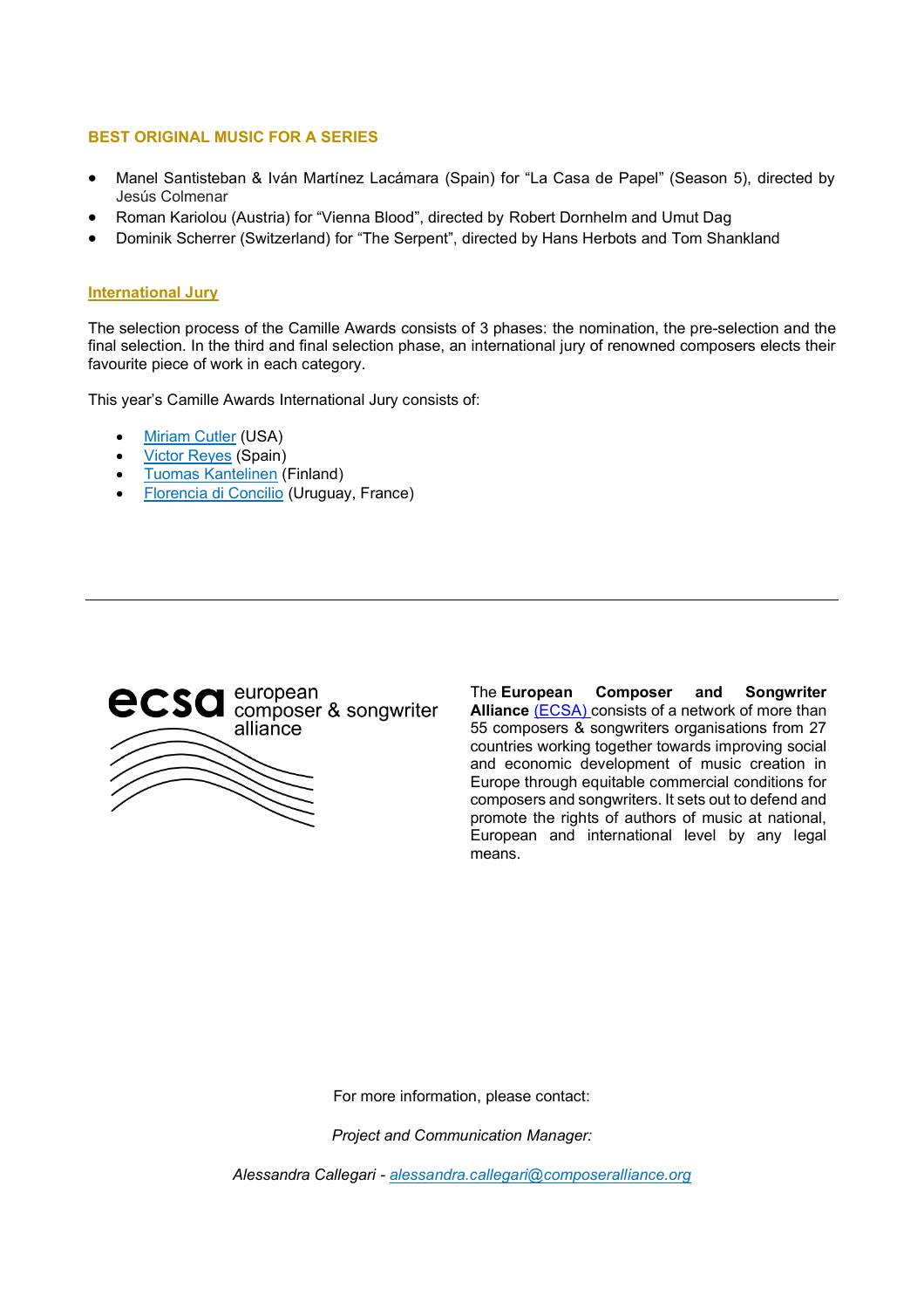## BEST ORIGINAL MUSIC FOR A SERIES

- Manel Santisteban & Iván Martínez Lacámara (Spain) for "La Casa de Papel" (Season 5), directed by Jesús Colmenar
- Roman Kariolou (Austria) for "Vienna Blood", directed by Robert Dornhelm and Umut Dag
- Dominik Scherrer (Switzerland) for "The Serpent", directed by Hans Herbots and Tom Shankland

## International Jury

The selection process of the Camille Awards consists of 3 phases: the nomination, the pre-selection and the final selection. In the third and final selection phase, an international jury of renowned composers elects their favourite piece of work in each category.

This year's Camille Awards International Jury consists of:

- Miriam Cutler (USA)
- Victor Reyes (Spain)
- Tuomas Kantelinen (Finland)
- Florencia di Concilio (Uruguay, France)

---

ecsa european composer & songwriter alliance

The **European Composer and Songwriter Alliance** (ECSA) consists of a network of more than 55 composers & songwriters organisations from 27 countries working together towards improving social and economic development of music creation in Europe through equitable commercial conditions for composers and songwriters. It sets out to defend and promote the rights of authors of music at national, European and international level by any legal means.

For more information, please contact:

*Project and Communication Manager:*

*Alessandra Callegari - alessandra.callegari@composeralliance.org*